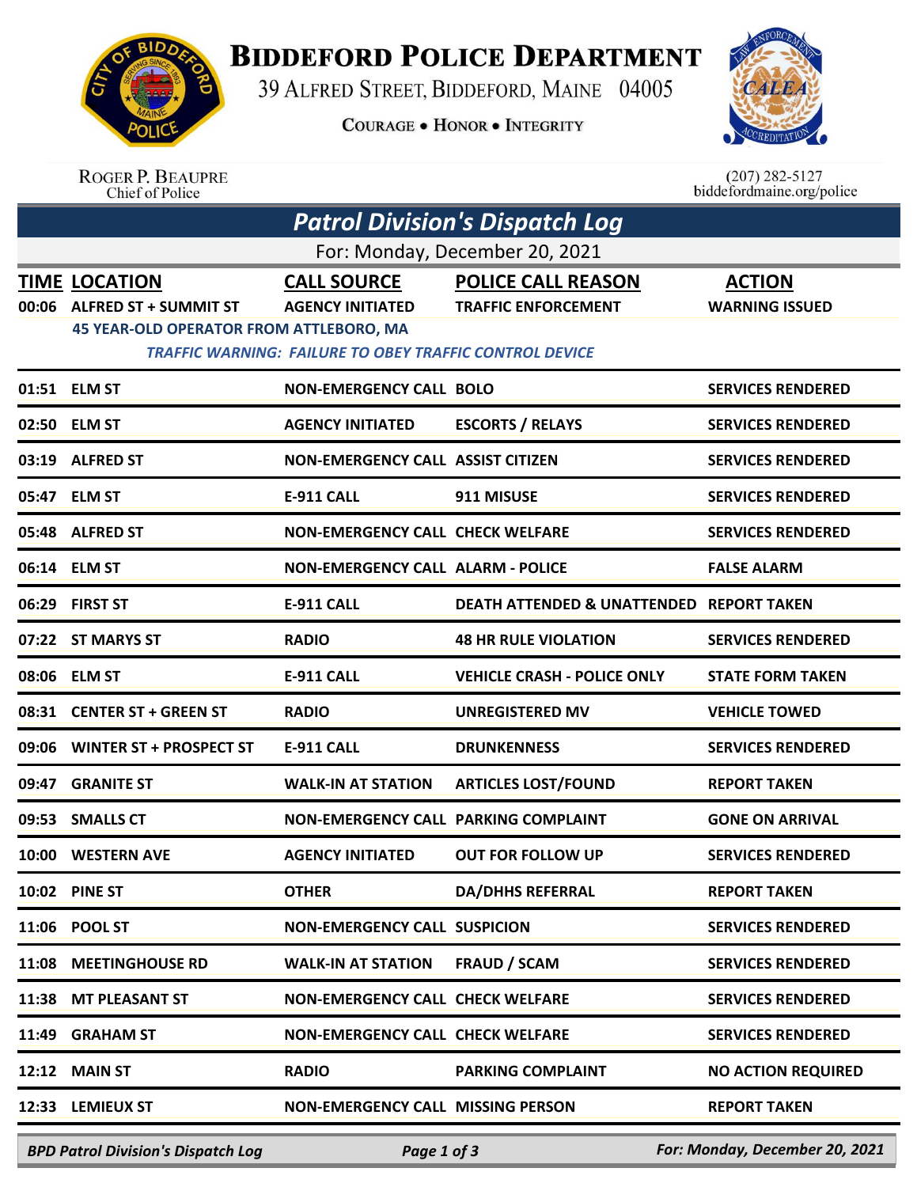# Biddeford Police Department

39 Alfred Street, Biddeford, Maine 04005

Courage • Honor • Integrity

Roger P. Beaupre
Chief of Police

(207) 282-5127
biddefordmaine.org/police

## *Patrol Division's Dispatch Log*

For: Monday, December 20, 2021

| TIME | LOCATION | CALL SOURCE | POLICE CALL REASON | ACTION |
|---|---|---|---|---|
| 00:06 | ALFRED ST + SUMMIT ST | AGENCY INITIATED | TRAFFIC ENFORCEMENT | WARNING ISSUED |
| | 45 YEAR-OLD OPERATOR FROM ATTLEBORO, MA | | | |
| | *TRAFFIC WARNING: FAILURE TO OBEY TRAFFIC CONTROL DEVICE* | | | |
| 01:51 | ELM ST | NON-EMERGENCY CALL | BOLO | SERVICES RENDERED |
| 02:50 | ELM ST | AGENCY INITIATED | ESCORTS / RELAYS | SERVICES RENDERED |
| 03:19 | ALFRED ST | NON-EMERGENCY CALL | ASSIST CITIZEN | SERVICES RENDERED |
| 05:47 | ELM ST | E-911 CALL | 911 MISUSE | SERVICES RENDERED |
| 05:48 | ALFRED ST | NON-EMERGENCY CALL | CHECK WELFARE | SERVICES RENDERED |
| 06:14 | ELM ST | NON-EMERGENCY CALL | ALARM - POLICE | FALSE ALARM |
| 06:29 | FIRST ST | E-911 CALL | DEATH ATTENDED & UNATTENDED | REPORT TAKEN |
| 07:22 | ST MARYS ST | RADIO | 48 HR RULE VIOLATION | SERVICES RENDERED |
| 08:06 | ELM ST | E-911 CALL | VEHICLE CRASH - POLICE ONLY | STATE FORM TAKEN |
| 08:31 | CENTER ST + GREEN ST | RADIO | UNREGISTERED MV | VEHICLE TOWED |
| 09:06 | WINTER ST + PROSPECT ST | E-911 CALL | DRUNKENNESS | SERVICES RENDERED |
| 09:47 | GRANITE ST | WALK-IN AT STATION | ARTICLES LOST/FOUND | REPORT TAKEN |
| 09:53 | SMALLS CT | NON-EMERGENCY CALL | PARKING COMPLAINT | GONE ON ARRIVAL |
| 10:00 | WESTERN AVE | AGENCY INITIATED | OUT FOR FOLLOW UP | SERVICES RENDERED |
| 10:02 | PINE ST | OTHER | DA/DHHS REFERRAL | REPORT TAKEN |
| 11:06 | POOL ST | NON-EMERGENCY CALL | SUSPICION | SERVICES RENDERED |
| 11:08 | MEETINGHOUSE RD | WALK-IN AT STATION | FRAUD / SCAM | SERVICES RENDERED |
| 11:38 | MT PLEASANT ST | NON-EMERGENCY CALL | CHECK WELFARE | SERVICES RENDERED |
| 11:49 | GRAHAM ST | NON-EMERGENCY CALL | CHECK WELFARE | SERVICES RENDERED |
| 12:12 | MAIN ST | RADIO | PARKING COMPLAINT | NO ACTION REQUIRED |
| 12:33 | LEMIEUX ST | NON-EMERGENCY CALL | MISSING PERSON | REPORT TAKEN |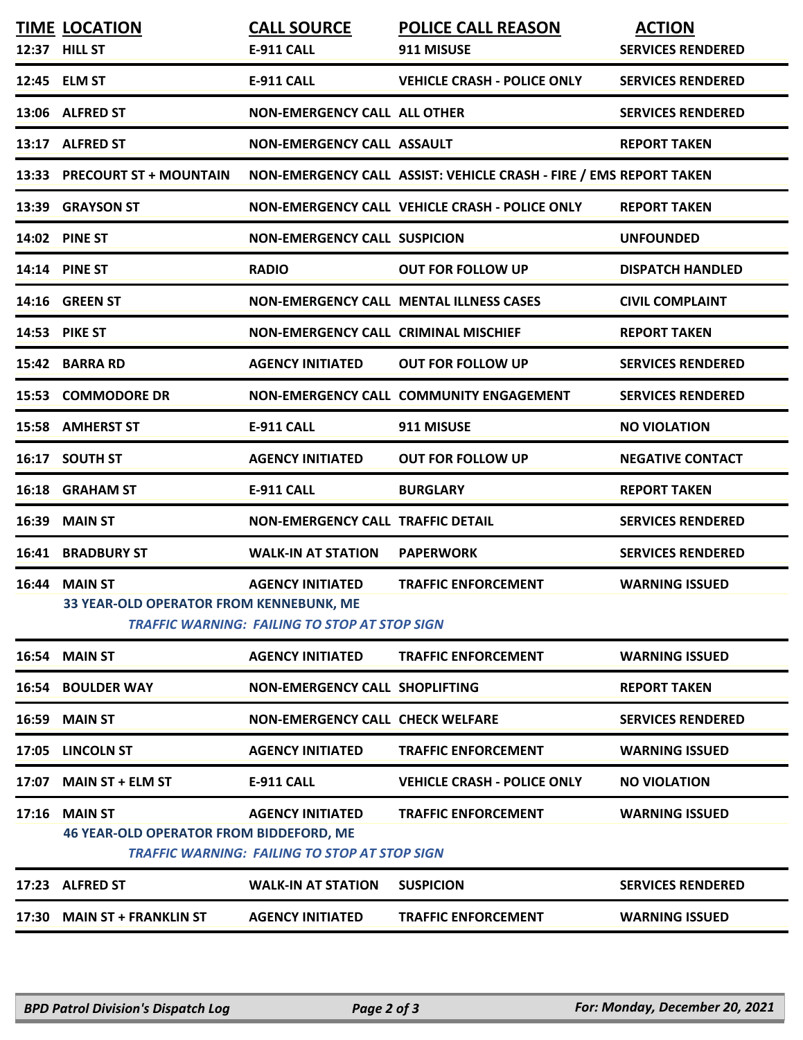| TIME | LOCATION | CALL SOURCE | POLICE CALL REASON | ACTION |
|---|---|---|---|---|
| 12:37 | HILL ST | E-911 CALL | 911 MISUSE | SERVICES RENDERED |
| 12:45 | ELM ST | E-911 CALL | VEHICLE CRASH - POLICE ONLY | SERVICES RENDERED |
| 13:06 | ALFRED ST | NON-EMERGENCY CALL | ALL OTHER | SERVICES RENDERED |
| 13:17 | ALFRED ST | NON-EMERGENCY CALL | ASSAULT | REPORT TAKEN |
| 13:33 | PRECOURT ST + MOUNTAIN | NON-EMERGENCY CALL | ASSIST: VEHICLE CRASH - FIRE / EMS | REPORT TAKEN |
| 13:39 | GRAYSON ST | NON-EMERGENCY CALL | VEHICLE CRASH - POLICE ONLY | REPORT TAKEN |
| 14:02 | PINE ST | NON-EMERGENCY CALL | SUSPICION | UNFOUNDED |
| 14:14 | PINE ST | RADIO | OUT FOR FOLLOW UP | DISPATCH HANDLED |
| 14:16 | GREEN ST | NON-EMERGENCY CALL | MENTAL ILLNESS CASES | CIVIL COMPLAINT |
| 14:53 | PIKE ST | NON-EMERGENCY CALL | CRIMINAL MISCHIEF | REPORT TAKEN |
| 15:42 | BARRA RD | AGENCY INITIATED | OUT FOR FOLLOW UP | SERVICES RENDERED |
| 15:53 | COMMODORE DR | NON-EMERGENCY CALL | COMMUNITY ENGAGEMENT | SERVICES RENDERED |
| 15:58 | AMHERST ST | E-911 CALL | 911 MISUSE | NO VIOLATION |
| 16:17 | SOUTH ST | AGENCY INITIATED | OUT FOR FOLLOW UP | NEGATIVE CONTACT |
| 16:18 | GRAHAM ST | E-911 CALL | BURGLARY | REPORT TAKEN |
| 16:39 | MAIN ST | NON-EMERGENCY CALL | TRAFFIC DETAIL | SERVICES RENDERED |
| 16:41 | BRADBURY ST | WALK-IN AT STATION | PAPERWORK | SERVICES RENDERED |
| 16:44 | MAIN ST | AGENCY INITIATED | TRAFFIC ENFORCEMENT | WARNING ISSUED |
| | 33 YEAR-OLD OPERATOR FROM KENNEBUNK, ME<br>*TRAFFIC WARNING: FAILING TO STOP AT STOP SIGN* | | | |
| 16:54 | MAIN ST | AGENCY INITIATED | TRAFFIC ENFORCEMENT | WARNING ISSUED |
| 16:54 | BOULDER WAY | NON-EMERGENCY CALL | SHOPLIFTING | REPORT TAKEN |
| 16:59 | MAIN ST | NON-EMERGENCY CALL | CHECK WELFARE | SERVICES RENDERED |
| 17:05 | LINCOLN ST | AGENCY INITIATED | TRAFFIC ENFORCEMENT | WARNING ISSUED |
| 17:07 | MAIN ST + ELM ST | E-911 CALL | VEHICLE CRASH - POLICE ONLY | NO VIOLATION |
| 17:16 | MAIN ST | AGENCY INITIATED | TRAFFIC ENFORCEMENT | WARNING ISSUED |
| | 46 YEAR-OLD OPERATOR FROM BIDDEFORD, ME<br>*TRAFFIC WARNING: FAILING TO STOP AT STOP SIGN* | | | |
| 17:23 | ALFRED ST | WALK-IN AT STATION | SUSPICION | SERVICES RENDERED |
| 17:30 | MAIN ST + FRANKLIN ST | AGENCY INITIATED | TRAFFIC ENFORCEMENT | WARNING ISSUED |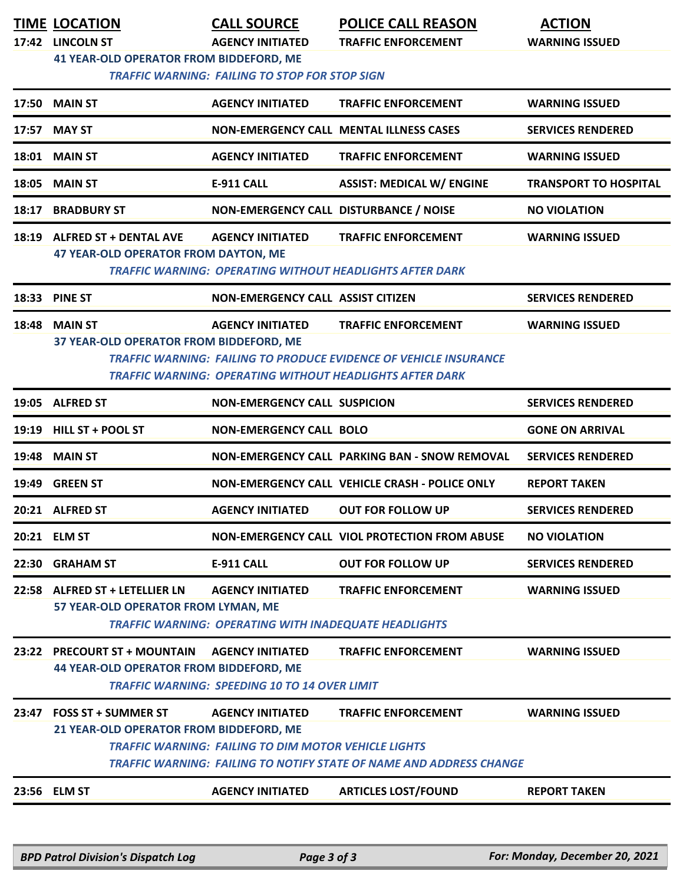| TIME | LOCATION | CALL SOURCE | POLICE CALL REASON | ACTION |
|---|---|---|---|---|
| 17:42 | LINCOLN ST | AGENCY INITIATED | TRAFFIC ENFORCEMENT | WARNING ISSUED |
| | 41 YEAR-OLD OPERATOR FROM BIDDEFORD, ME | | | |
| | *TRAFFIC WARNING: FAILING TO STOP FOR STOP SIGN* | | | |
| 17:50 | MAIN ST | AGENCY INITIATED | TRAFFIC ENFORCEMENT | WARNING ISSUED |
| 17:57 | MAY ST | NON-EMERGENCY CALL | MENTAL ILLNESS CASES | SERVICES RENDERED |
| 18:01 | MAIN ST | AGENCY INITIATED | TRAFFIC ENFORCEMENT | WARNING ISSUED |
| 18:05 | MAIN ST | E-911 CALL | ASSIST: MEDICAL W/ ENGINE | TRANSPORT TO HOSPITAL |
| 18:17 | BRADBURY ST | NON-EMERGENCY CALL | DISTURBANCE / NOISE | NO VIOLATION |
| 18:19 | ALFRED ST + DENTAL AVE | AGENCY INITIATED | TRAFFIC ENFORCEMENT | WARNING ISSUED |
| | 47 YEAR-OLD OPERATOR FROM DAYTON, ME | | | |
| | *TRAFFIC WARNING: OPERATING WITHOUT HEADLIGHTS AFTER DARK* | | | |
| 18:33 | PINE ST | NON-EMERGENCY CALL | ASSIST CITIZEN | SERVICES RENDERED |
| 18:48 | MAIN ST | AGENCY INITIATED | TRAFFIC ENFORCEMENT | WARNING ISSUED |
| | 37 YEAR-OLD OPERATOR FROM BIDDEFORD, ME | | | |
| | *TRAFFIC WARNING: FAILING TO PRODUCE EVIDENCE OF VEHICLE INSURANCE* | | | |
| | *TRAFFIC WARNING: OPERATING WITHOUT HEADLIGHTS AFTER DARK* | | | |
| 19:05 | ALFRED ST | NON-EMERGENCY CALL | SUSPICION | SERVICES RENDERED |
| 19:19 | HILL ST + POOL ST | NON-EMERGENCY CALL | BOLO | GONE ON ARRIVAL |
| 19:48 | MAIN ST | NON-EMERGENCY CALL | PARKING BAN - SNOW REMOVAL | SERVICES RENDERED |
| 19:49 | GREEN ST | NON-EMERGENCY CALL | VEHICLE CRASH - POLICE ONLY | REPORT TAKEN |
| 20:21 | ALFRED ST | AGENCY INITIATED | OUT FOR FOLLOW UP | SERVICES RENDERED |
| 20:21 | ELM ST | NON-EMERGENCY CALL | VIOL PROTECTION FROM ABUSE | NO VIOLATION |
| 22:30 | GRAHAM ST | E-911 CALL | OUT FOR FOLLOW UP | SERVICES RENDERED |
| 22:58 | ALFRED ST + LETELLIER LN | AGENCY INITIATED | TRAFFIC ENFORCEMENT | WARNING ISSUED |
| | 57 YEAR-OLD OPERATOR FROM LYMAN, ME | | | |
| | *TRAFFIC WARNING: OPERATING WITH INADEQUATE HEADLIGHTS* | | | |
| 23:22 | PRECOURT ST + MOUNTAIN | AGENCY INITIATED | TRAFFIC ENFORCEMENT | WARNING ISSUED |
| | 44 YEAR-OLD OPERATOR FROM BIDDEFORD, ME | | | |
| | *TRAFFIC WARNING: SPEEDING 10 TO 14 OVER LIMIT* | | | |
| 23:47 | FOSS ST + SUMMER ST | AGENCY INITIATED | TRAFFIC ENFORCEMENT | WARNING ISSUED |
| | 21 YEAR-OLD OPERATOR FROM BIDDEFORD, ME | | | |
| | *TRAFFIC WARNING: FAILING TO DIM MOTOR VEHICLE LIGHTS* | | | |
| | *TRAFFIC WARNING: FAILING TO NOTIFY STATE OF NAME AND ADDRESS CHANGE* | | | |
| 23:56 | ELM ST | AGENCY INITIATED | ARTICLES LOST/FOUND | REPORT TAKEN |